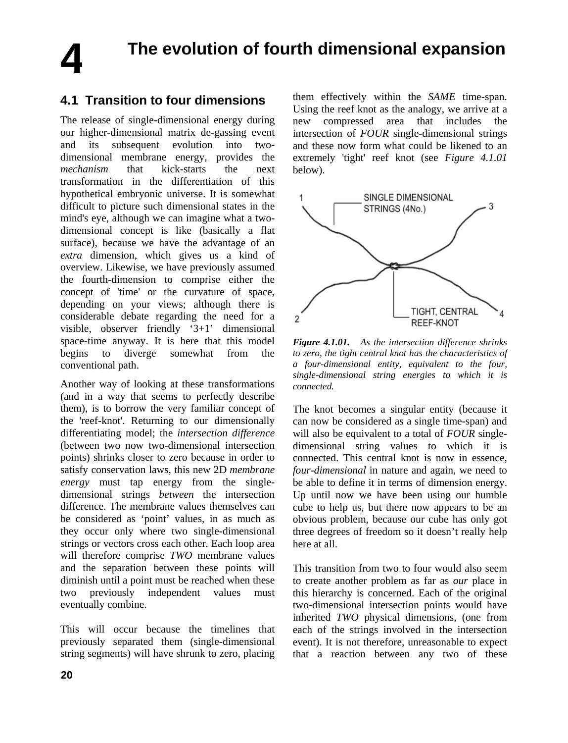# 4 The evolution of fourth dimensional expansion

## 4.1 Transition to four dimensions

The release of single-dimensional energy during our higher-dimensional matrix de-gassing event and its subsequent evolution into two-dimensional membrane energy, provides the *mechanism* that kick-starts the next transformation in the differentiation of this hypothetical embryonic universe. It is somewhat difficult to picture such dimensional states in the mind's eye, although we can imagine what a two-dimensional concept is like (basically a flat surface), because we have the advantage of an *extra* dimension, which gives us a kind of overview. Likewise, we have previously assumed the fourth-dimension to comprise either the concept of 'time' or the curvature of space, depending on your views; although there is considerable debate regarding the need for a visible, observer friendly '3+1' dimensional space-time anyway. It is here that this model begins to diverge somewhat from the conventional path.

Another way of looking at these transformations (and in a way that seems to perfectly describe them), is to borrow the very familiar concept of the 'reef-knot'. Returning to our dimensionally differentiating model; the *intersection difference* (between two now two-dimensional intersection points) shrinks closer to zero because in order to satisfy conservation laws, this new 2D *membrane energy* must tap energy from the single-dimensional strings *between* the intersection difference. The membrane values themselves can be considered as 'point' values, in as much as they occur only where two single-dimensional strings or vectors cross each other. Each loop area will therefore comprise *TWO* membrane values and the separation between these points will diminish until a point must be reached when these two previously independent values must eventually combine.

This will occur because the timelines that previously separated them (single-dimensional string segments) will have shrunk to zero, placing them effectively within the *SAME* time-span. Using the reef knot as the analogy, we arrive at a new compressed area that includes the intersection of *FOUR* single-dimensional strings and these now form what could be likened to an extremely 'tight' reef knot (see *Figure 4.1.01* below).

1 SINGLE DIMENSIONAL STRINGS (4No.) 3

2 TIGHT, CENTRAL REEF-KNOT 4

***Figure 4.1.01.*** *As the intersection difference shrinks to zero, the tight central knot has the characteristics of a four-dimensional entity, equivalent to the four, single-dimensional string energies to which it is connected.*

The knot becomes a singular entity (because it can now be considered as a single time-span) and will also be equivalent to a total of *FOUR* single-dimensional string values to which it is connected. This central knot is now in essence, *four-dimensional* in nature and again, we need to be able to define it in terms of dimension energy. Up until now we have been using our humble cube to help us, but there now appears to be an obvious problem, because our cube has only got three degrees of freedom so it doesn't really help here at all.

This transition from two to four would also seem to create another problem as far as *our* place in this hierarchy is concerned. Each of the original two-dimensional intersection points would have inherited *TWO* physical dimensions, (one from each of the strings involved in the intersection event). It is not therefore, unreasonable to expect that a reaction between any two of these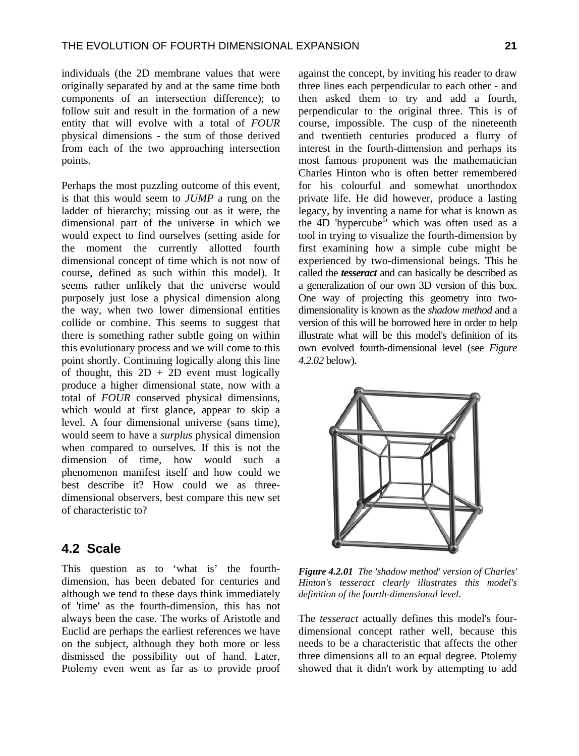individuals (the 2D membrane values that were originally separated by and at the same time both components of an intersection difference); to follow suit and result in the formation of a new entity that will evolve with a total of *FOUR* physical dimensions - the sum of those derived from each of the two approaching intersection points.

Perhaps the most puzzling outcome of this event, is that this would seem to *JUMP* a rung on the ladder of hierarchy; missing out as it were, the dimensional part of the universe in which we would expect to find ourselves (setting aside for the moment the currently allotted fourth dimensional concept of time which is not now of course, defined as such within this model). It seems rather unlikely that the universe would purposely just lose a physical dimension along the way, when two lower dimensional entities collide or combine. This seems to suggest that there is something rather subtle going on within this evolutionary process and we will come to this point shortly. Continuing logically along this line of thought, this 2D + 2D event must logically produce a higher dimensional state, now with a total of *FOUR* conserved physical dimensions, which would at first glance, appear to skip a level. A four dimensional universe (sans time), would seem to have a *surplus* physical dimension when compared to ourselves. If this is not the dimension of time, how would such a phenomenon manifest itself and how could we best describe it? How could we as three-dimensional observers, best compare this new set of characteristic to?

## 4.2 Scale

This question as to 'what is' the fourth-dimension, has been debated for centuries and although we tend to these days think immediately of 'time' as the fourth-dimension, this has not always been the case. The works of Aristotle and Euclid are perhaps the earliest references we have on the subject, although they both more or less dismissed the possibility out of hand. Later, Ptolemy even went as far as to provide proof against the concept, by inviting his reader to draw three lines each perpendicular to each other - and then asked them to try and add a fourth, perpendicular to the original three. This is of course, impossible. The cusp of the nineteenth and twentieth centuries produced a flurry of interest in the fourth-dimension and perhaps its most famous proponent was the mathematician Charles Hinton who is often better remembered for his colourful and somewhat unorthodox private life. He did however, produce a lasting legacy, by inventing a name for what is known as the 4D 'hypercube[1]' which was often used as a tool in trying to visualize the fourth-dimension by first examining how a simple cube might be experienced by two-dimensional beings. This he called the ***tesseract*** and can basically be described as a generalization of our own 3D version of this box. One way of projecting this geometry into two-dimensionality is known as the *shadow method* and a version of this will be borrowed here in order to help illustrate what will be this model's definition of its own evolved fourth-dimensional level (see *Figure 4.2.02* below).

***Figure 4.2.01*** *The 'shadow method' version of Charles' Hinton's tesseract clearly illustrates this model's definition of the fourth-dimensional level.*

The *tesseract* actually defines this model's four-dimensional concept rather well, because this needs to be a characteristic that affects the other three dimensions all to an equal degree. Ptolemy showed that it didn't work by attempting to add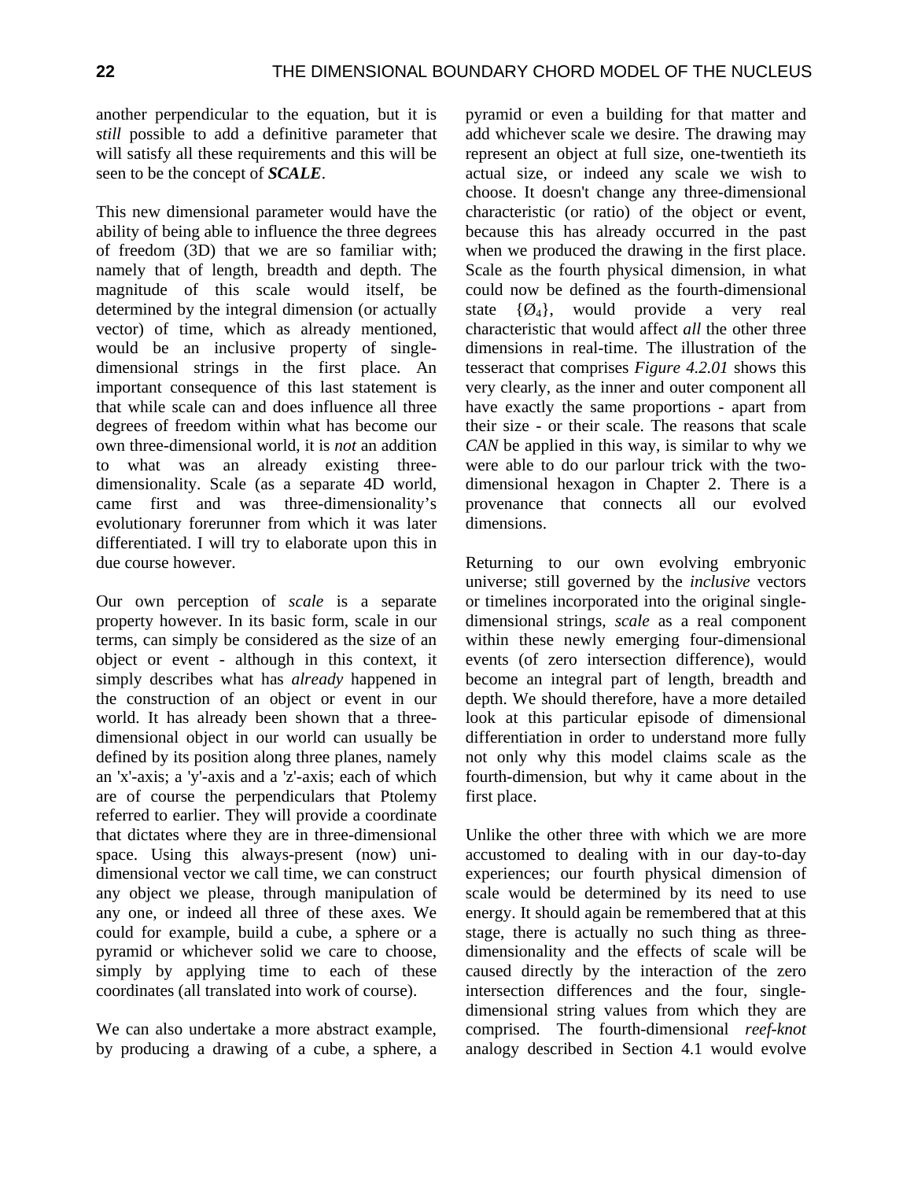another perpendicular to the equation, but it is *still* possible to add a definitive parameter that will satisfy all these requirements and this will be seen to be the concept of ***SCALE***.

This new dimensional parameter would have the ability of being able to influence the three degrees of freedom (3D) that we are so familiar with; namely that of length, breadth and depth. The magnitude of this scale would itself, be determined by the integral dimension (or actually vector) of time, which as already mentioned, would be an inclusive property of single-dimensional strings in the first place. An important consequence of this last statement is that while scale can and does influence all three degrees of freedom within what has become our own three-dimensional world, it is *not* an addition to what was an already existing three-dimensionality. Scale (as a separate 4D world, came first and was three-dimensionality's evolutionary forerunner from which it was later differentiated. I will try to elaborate upon this in due course however.

Our own perception of *scale* is a separate property however. In its basic form, scale in our terms, can simply be considered as the size of an object or event - although in this context, it simply describes what has *already* happened in the construction of an object or event in our world. It has already been shown that a three-dimensional object in our world can usually be defined by its position along three planes, namely an 'x'-axis; a 'y'-axis and a 'z'-axis; each of which are of course the perpendiculars that Ptolemy referred to earlier. They will provide a coordinate that dictates where they are in three-dimensional space. Using this always-present (now) uni-dimensional vector we call time, we can construct any object we please, through manipulation of any one, or indeed all three of these axes. We could for example, build a cube, a sphere or a pyramid or whichever solid we care to choose, simply by applying time to each of these coordinates (all translated into work of course).

We can also undertake a more abstract example, by producing a drawing of a cube, a sphere, a pyramid or even a building for that matter and add whichever scale we desire. The drawing may represent an object at full size, one-twentieth its actual size, or indeed any scale we wish to choose. It doesn't change any three-dimensional characteristic (or ratio) of the object or event, because this has already occurred in the past when we produced the drawing in the first place. Scale as the fourth physical dimension, in what could now be defined as the fourth-dimensional state $\{Ø_4\}$, would provide a very real characteristic that would affect *all* the other three dimensions in real-time. The illustration of the tesseract that comprises *Figure 4.2.01* shows this very clearly, as the inner and outer component all have exactly the same proportions - apart from their size - or their scale. The reasons that scale *CAN* be applied in this way, is similar to why we were able to do our parlour trick with the two-dimensional hexagon in Chapter 2. There is a provenance that connects all our evolved dimensions.

Returning to our own evolving embryonic universe; still governed by the *inclusive* vectors or timelines incorporated into the original single-dimensional strings, *scale* as a real component within these newly emerging four-dimensional events (of zero intersection difference), would become an integral part of length, breadth and depth. We should therefore, have a more detailed look at this particular episode of dimensional differentiation in order to understand more fully not only why this model claims scale as the fourth-dimension, but why it came about in the first place.

Unlike the other three with which we are more accustomed to dealing with in our day-to-day experiences; our fourth physical dimension of scale would be determined by its need to use energy. It should again be remembered that at this stage, there is actually no such thing as three-dimensionality and the effects of scale will be caused directly by the interaction of the zero intersection differences and the four, single-dimensional string values from which they are comprised. The fourth-dimensional *reef-knot* analogy described in Section 4.1 would evolve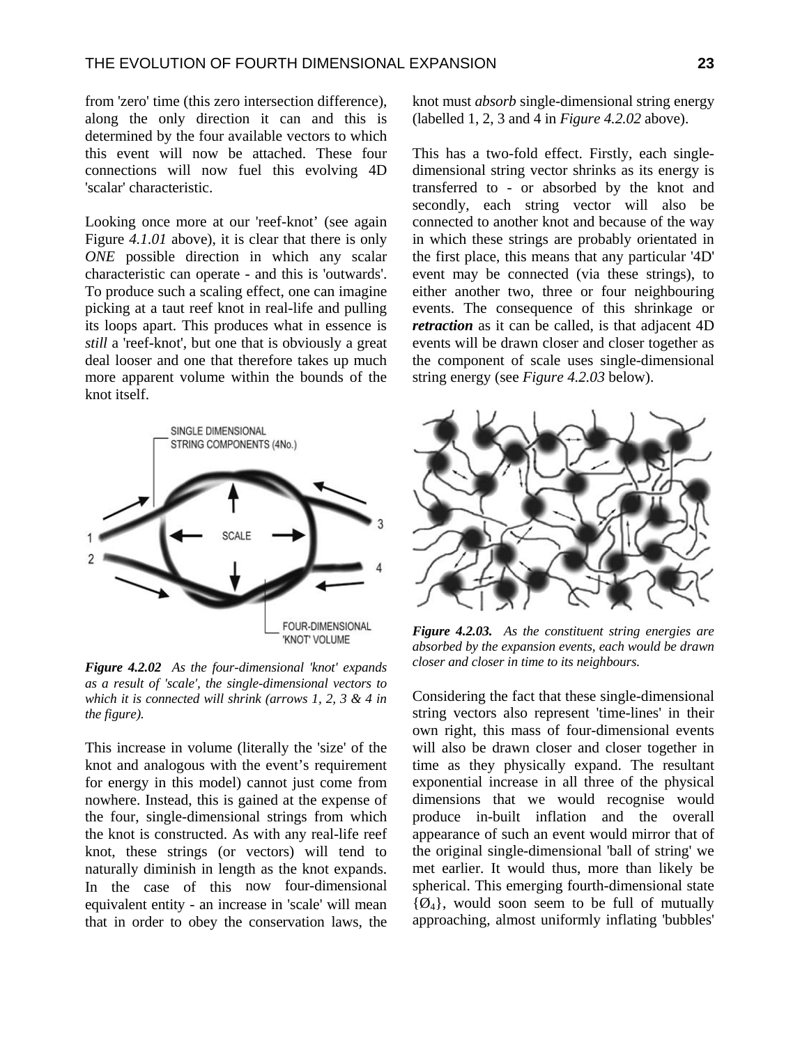from 'zero' time (this zero intersection difference), along the only direction it can and this is determined by the four available vectors to which this event will now be attached. These four connections will now fuel this evolving 4D 'scalar' characteristic.

Looking once more at our 'reef-knot' (see again Figure *4.1.01* above), it is clear that there is only *ONE* possible direction in which any scalar characteristic can operate - and this is 'outwards'. To produce such a scaling effect, one can imagine picking at a taut reef knot in real-life and pulling its loops apart. This produces what in essence is *still* a 'reef-knot', but one that is obviously a great deal looser and one that therefore takes up much more apparent volume within the bounds of the knot itself.

***Figure 4.2.02*** *As the four-dimensional 'knot' expands as a result of 'scale', the single-dimensional vectors to which it is connected will shrink (arrows 1, 2, 3 & 4 in the figure).*

This increase in volume (literally the 'size' of the knot and analogous with the event's requirement for energy in this model) cannot just come from nowhere. Instead, this is gained at the expense of the four, single-dimensional strings from which the knot is constructed. As with any real-life reef knot, these strings (or vectors) will tend to naturally diminish in length as the knot expands. In the case of this now four-dimensional equivalent entity - an increase in 'scale' will mean that in order to obey the conservation laws, the knot must *absorb* single-dimensional string energy (labelled 1, 2, 3 and 4 in *Figure 4.2.02* above).

This has a two-fold effect. Firstly, each single-dimensional string vector shrinks as its energy is transferred to - or absorbed by the knot and secondly, each string vector will also be connected to another knot and because of the way in which these strings are probably orientated in the first place, this means that any particular '4D' event may be connected (via these strings), to either another two, three or four neighbouring events. The consequence of this shrinkage or ***retraction*** as it can be called, is that adjacent 4D events will be drawn closer and closer together as the component of scale uses single-dimensional string energy (see *Figure 4.2.03* below).

***Figure 4.2.03.*** *As the constituent string energies are absorbed by the expansion events, each would be drawn closer and closer in time to its neighbours.*

Considering the fact that these single-dimensional string vectors also represent 'time-lines' in their own right, this mass of four-dimensional events will also be drawn closer and closer together in time as they physically expand. The resultant exponential increase in all three of the physical dimensions that we would recognise would produce in-built inflation and the overall appearance of such an event would mirror that of the original single-dimensional 'ball of string' we met earlier. It would thus, more than likely be spherical. This emerging fourth-dimensional state $\{Ø_4\}$, would soon seem to be full of mutually approaching, almost uniformly inflating 'bubbles'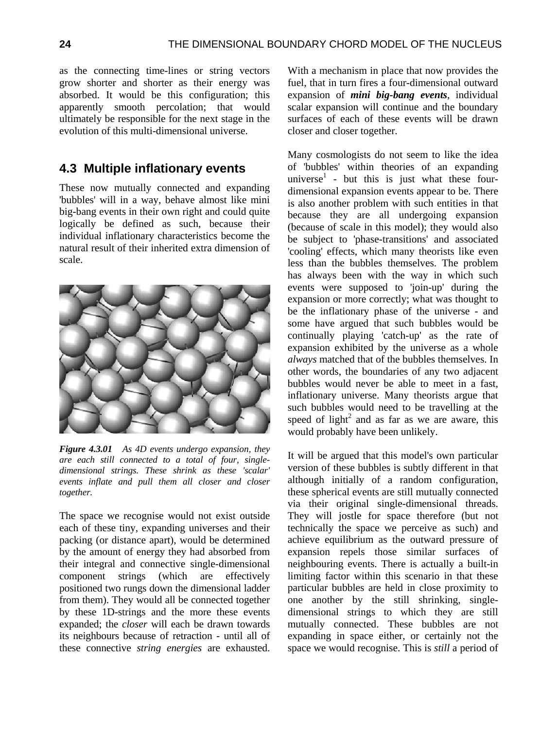as the connecting time-lines or string vectors grow shorter and shorter as their energy was absorbed. It would be this configuration; this apparently smooth percolation; that would ultimately be responsible for the next stage in the evolution of this multi-dimensional universe.

## 4.3 Multiple inflationary events

These now mutually connected and expanding 'bubbles' will in a way, behave almost like mini big-bang events in their own right and could quite logically be defined as such, because their individual inflationary characteristics become the natural result of their inherited extra dimension of scale.

***Figure 4.3.01*** *As 4D events undergo expansion, they are each still connected to a total of four, single-dimensional strings. These shrink as these 'scalar' events inflate and pull them all closer and closer together.*

The space we recognise would not exist outside each of these tiny, expanding universes and their packing (or distance apart), would be determined by the amount of energy they had absorbed from their integral and connective single-dimensional component strings (which are effectively positioned two rungs down the dimensional ladder from them). They would all be connected together by these 1D-strings and the more these events expanded; the *closer* will each be drawn towards its neighbours because of retraction - until all of these connective *string energies* are exhausted. With a mechanism in place that now provides the fuel, that in turn fires a four-dimensional outward expansion of ***mini big-bang events***, individual scalar expansion will continue and the boundary surfaces of each of these events will be drawn closer and closer together.

Many cosmologists do not seem to like the idea of 'bubbles' within theories of an expanding universe[1] - but this is just what these four-dimensional expansion events appear to be. There is also another problem with such entities in that because they are all undergoing expansion (because of scale in this model); they would also be subject to 'phase-transitions' and associated 'cooling' effects, which many theorists like even less than the bubbles themselves. The problem has always been with the way in which such events were supposed to 'join-up' during the expansion or more correctly; what was thought to be the inflationary phase of the universe - and some have argued that such bubbles would be continually playing 'catch-up' as the rate of expansion exhibited by the universe as a whole *always* matched that of the bubbles themselves. In other words, the boundaries of any two adjacent bubbles would never be able to meet in a fast, inflationary universe. Many theorists argue that such bubbles would need to be travelling at the speed of light[2] and as far as we are aware, this would probably have been unlikely.

It will be argued that this model's own particular version of these bubbles is subtly different in that although initially of a random configuration, these spherical events are still mutually connected via their original single-dimensional threads. They will jostle for space therefore (but not technically the space we perceive as such) and achieve equilibrium as the outward pressure of expansion repels those similar surfaces of neighbouring events. There is actually a built-in limiting factor within this scenario in that these particular bubbles are held in close proximity to one another by the still shrinking, single-dimensional strings to which they are still mutually connected. These bubbles are not expanding in space either, or certainly not the space we would recognise. This is *still* a period of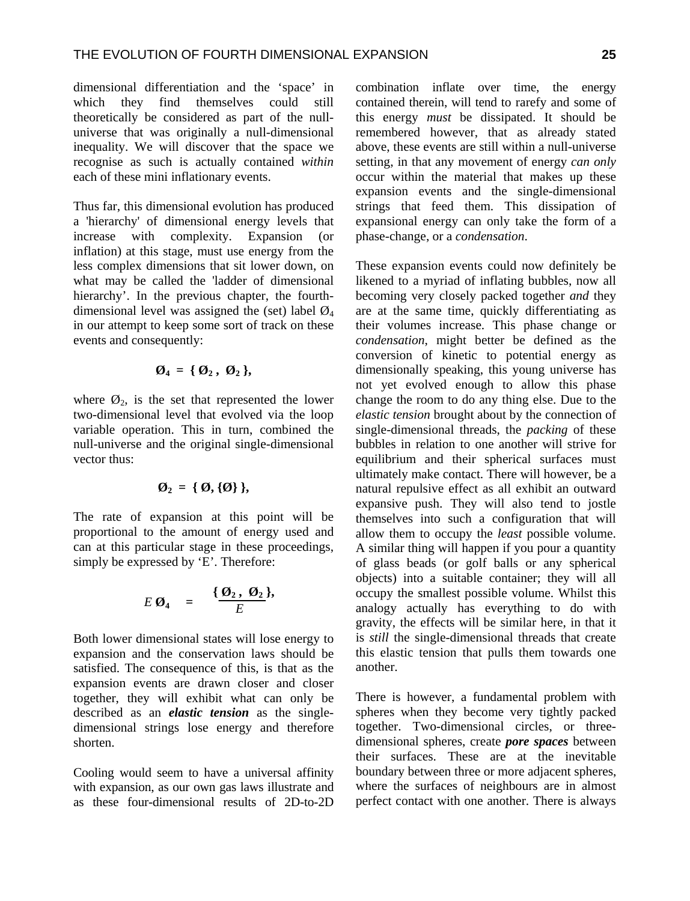dimensional differentiation and the ‘space’ in which they find themselves could still theoretically be considered as part of the null-universe that was originally a null-dimensional inequality. We will discover that the space we recognise as such is actually contained *within* each of these mini inflationary events.

Thus far, this dimensional evolution has produced a 'hierarchy' of dimensional energy levels that increase with complexity. Expansion (or inflation) at this stage, must use energy from the less complex dimensions that sit lower down, on what may be called the 'ladder of dimensional hierarchy’. In the previous chapter, the fourth-dimensional level was assigned the (set) label $Ø_4$ in our attempt to keep some sort of track on these events and consequently:

$$\mathbf{Ø_4 = \{ Ø_2 ,\ Ø_2 \},}$$

where $Ø_2$, is the set that represented the lower two-dimensional level that evolved via the loop variable operation. This in turn, combined the null-universe and the original single-dimensional vector thus:

$$\mathbf{Ø_2 = \{ Ø, \{Ø\} \},}$$

The rate of expansion at this point will be proportional to the amount of energy used and can at this particular stage in these proceedings, simply be expressed by ‘E’. Therefore:

$$E\,\mathbf{Ø_4} \quad = \quad \frac{\mathbf{\{ Ø_2 ,\ Ø_2 \},}}{E}$$

Both lower dimensional states will lose energy to expansion and the conservation laws should be satisfied. The consequence of this, is that as the expansion events are drawn closer and closer together, they will exhibit what can only be described as an ***elastic tension*** as the single-dimensional strings lose energy and therefore shorten.

Cooling would seem to have a universal affinity with expansion, as our own gas laws illustrate and as these four-dimensional results of 2D-to-2D combination inflate over time, the energy contained therein, will tend to rarefy and some of this energy *must* be dissipated. It should be remembered however, that as already stated above, these events are still within a null-universe setting, in that any movement of energy *can only* occur within the material that makes up these expansion events and the single-dimensional strings that feed them. This dissipation of expansional energy can only take the form of a phase-change, or a *condensation*.

These expansion events could now definitely be likened to a myriad of inflating bubbles, now all becoming very closely packed together *and* they are at the same time, quickly differentiating as their volumes increase. This phase change or *condensation*, might better be defined as the conversion of kinetic to potential energy as dimensionally speaking, this young universe has not yet evolved enough to allow this phase change the room to do any thing else. Due to the *elastic tension* brought about by the connection of single-dimensional threads, the *packing* of these bubbles in relation to one another will strive for equilibrium and their spherical surfaces must ultimately make contact. There will however, be a natural repulsive effect as all exhibit an outward expansive push. They will also tend to jostle themselves into such a configuration that will allow them to occupy the *least* possible volume. A similar thing will happen if you pour a quantity of glass beads (or golf balls or any spherical objects) into a suitable container; they will all occupy the smallest possible volume. Whilst this analogy actually has everything to do with gravity, the effects will be similar here, in that it is *still* the single-dimensional threads that create this elastic tension that pulls them towards one another.

There is however, a fundamental problem with spheres when they become very tightly packed together. Two-dimensional circles, or three-dimensional spheres, create ***pore spaces*** between their surfaces. These are at the inevitable boundary between three or more adjacent spheres, where the surfaces of neighbours are in almost perfect contact with one another. There is always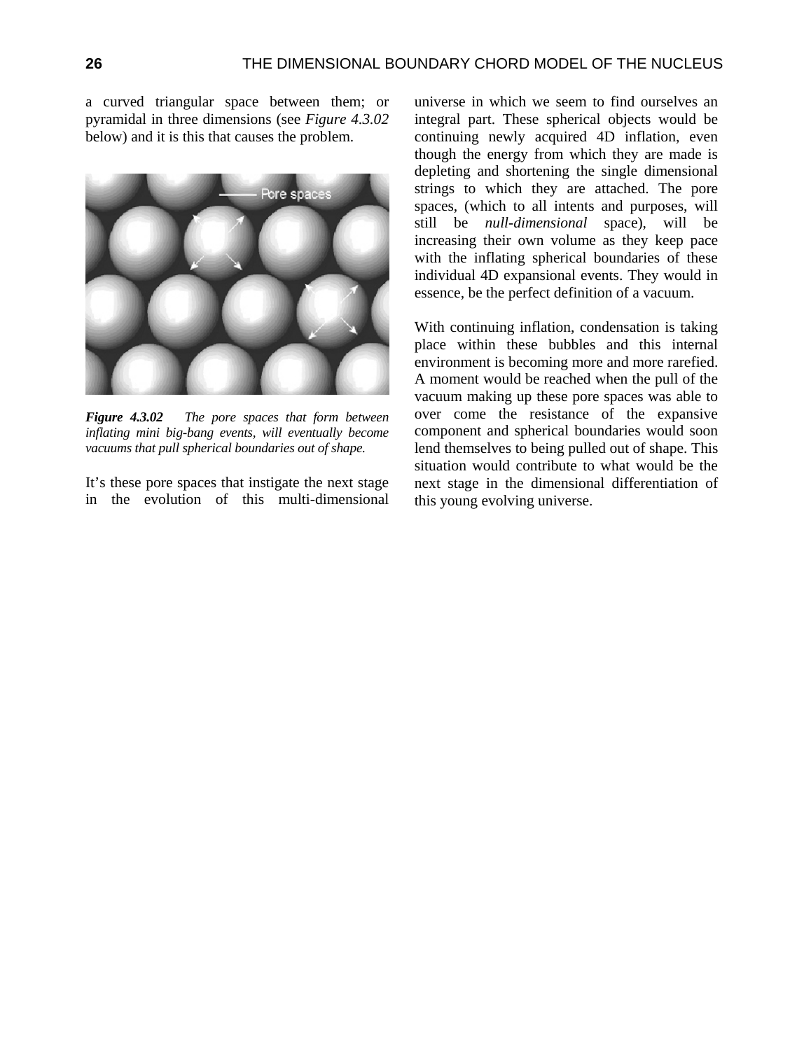a curved triangular space between them; or pyramidal in three dimensions (see *Figure 4.3.02* below) and it is this that causes the problem.

Pore spaces

***Figure 4.3.02*** *The pore spaces that form between inflating mini big-bang events, will eventually become vacuums that pull spherical boundaries out of shape.*

It's these pore spaces that instigate the next stage in the evolution of this multi-dimensional universe in which we seem to find ourselves an integral part. These spherical objects would be continuing newly acquired 4D inflation, even though the energy from which they are made is depleting and shortening the single dimensional strings to which they are attached. The pore spaces, (which to all intents and purposes, will still be *null-dimensional* space), will be increasing their own volume as they keep pace with the inflating spherical boundaries of these individual 4D expansional events. They would in essence, be the perfect definition of a vacuum.

With continuing inflation, condensation is taking place within these bubbles and this internal environment is becoming more and more rarefied. A moment would be reached when the pull of the vacuum making up these pore spaces was able to over come the resistance of the expansive component and spherical boundaries would soon lend themselves to being pulled out of shape. This situation would contribute to what would be the next stage in the dimensional differentiation of this young evolving universe.